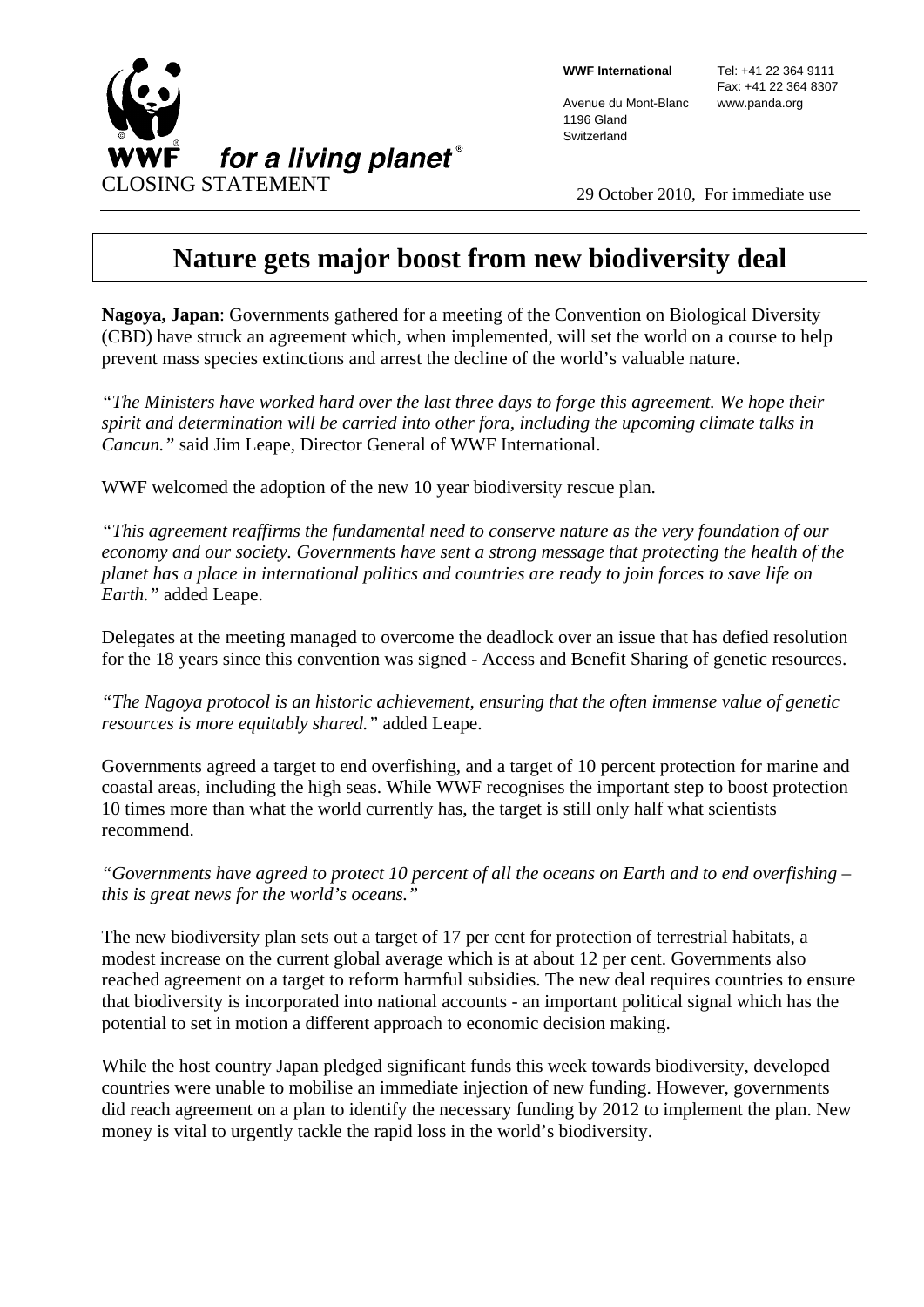WWF for a living planet®

**WWF International**
Avenue du Mont-Blanc
1196 Gland
Switzerland

Tel: +41 22 364 9111
Fax: +41 22 364 8307
www.panda.org

CLOSING STATEMENT

29 October 2010, For immediate use

# Nature gets major boost from new biodiversity deal

**Nagoya, Japan**: Governments gathered for a meeting of the Convention on Biological Diversity (CBD) have struck an agreement which, when implemented, will set the world on a course to help prevent mass species extinctions and arrest the decline of the world's valuable nature.

*"The Ministers have worked hard over the last three days to forge this agreement. We hope their spirit and determination will be carried into other fora, including the upcoming climate talks in Cancun."* said Jim Leape, Director General of WWF International.

WWF welcomed the adoption of the new 10 year biodiversity rescue plan.

*"This agreement reaffirms the fundamental need to conserve nature as the very foundation of our economy and our society. Governments have sent a strong message that protecting the health of the planet has a place in international politics and countries are ready to join forces to save life on Earth."* added Leape.

Delegates at the meeting managed to overcome the deadlock over an issue that has defied resolution for the 18 years since this convention was signed - Access and Benefit Sharing of genetic resources.

*"The Nagoya protocol is an historic achievement, ensuring that the often immense value of genetic resources is more equitably shared."* added Leape.

Governments agreed a target to end overfishing, and a target of 10 percent protection for marine and coastal areas, including the high seas. While WWF recognises the important step to boost protection 10 times more than what the world currently has, the target is still only half what scientists recommend.

*"Governments have agreed to protect 10 percent of all the oceans on Earth and to end overfishing – this is great news for the world's oceans."*

The new biodiversity plan sets out a target of 17 per cent for protection of terrestrial habitats, a modest increase on the current global average which is at about 12 per cent. Governments also reached agreement on a target to reform harmful subsidies. The new deal requires countries to ensure that biodiversity is incorporated into national accounts - an important political signal which has the potential to set in motion a different approach to economic decision making.

While the host country Japan pledged significant funds this week towards biodiversity, developed countries were unable to mobilise an immediate injection of new funding. However, governments did reach agreement on a plan to identify the necessary funding by 2012 to implement the plan. New money is vital to urgently tackle the rapid loss in the world's biodiversity.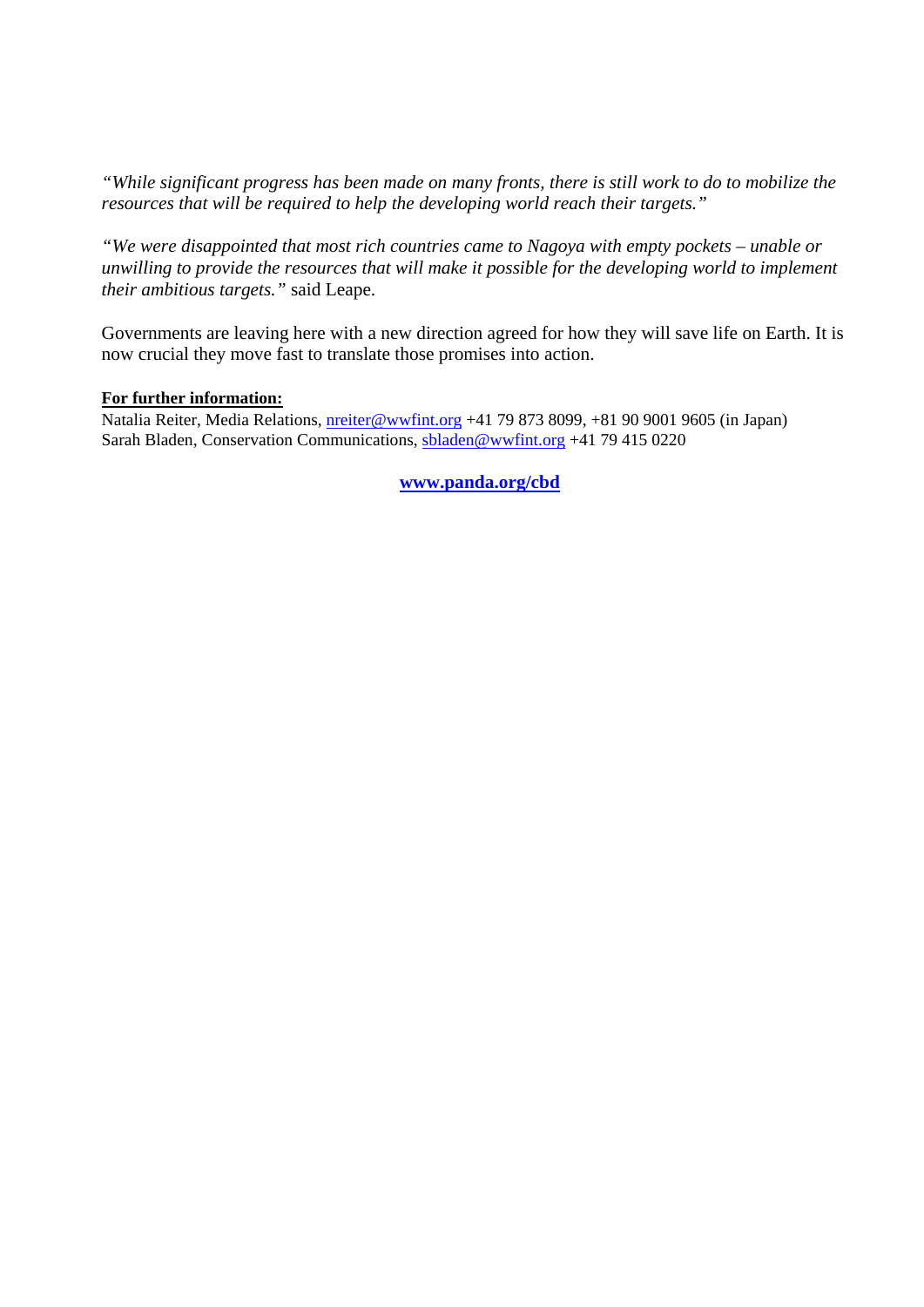*"While significant progress has been made on many fronts, there is still work to do to mobilize the resources that will be required to help the developing world reach their targets."*

*"We were disappointed that most rich countries came to Nagoya with empty pockets – unable or unwilling to provide the resources that will make it possible for the developing world to implement their ambitious targets."* said Leape.

Governments are leaving here with a new direction agreed for how they will save life on Earth. It is now crucial they move fast to translate those promises into action.

**For further information:**

Natalia Reiter, Media Relations, nreiter@wwfint.org +41 79 873 8099, +81 90 9001 9605 (in Japan)
Sarah Bladen, Conservation Communications, sbladen@wwfint.org +41 79 415 0220

**www.panda.org/cbd**